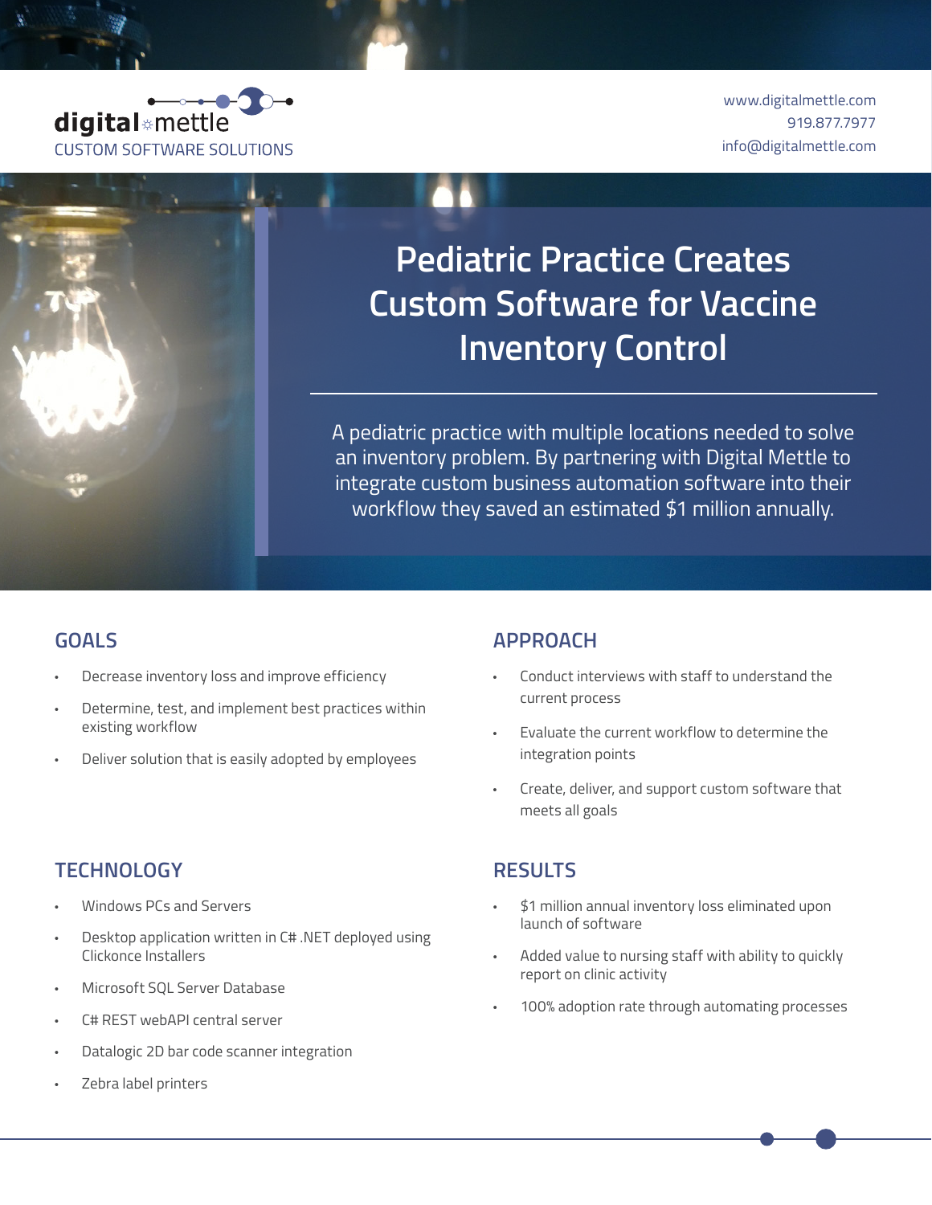digital mettle
CUSTOM SOFTWARE SOLUTIONS

www.digitalmettle.com
919.877.7977
info@digitalmettle.com

# Pediatric Practice Creates Custom Software for Vaccine Inventory Control

A pediatric practice with multiple locations needed to solve an inventory problem. By partnering with Digital Mettle to integrate custom business automation software into their workflow they saved an estimated $1 million annually.

## GOALS

- Decrease inventory loss and improve efficiency
- Determine, test, and implement best practices within existing workflow
- Deliver solution that is easily adopted by employees

## APPROACH

- Conduct interviews with staff to understand the current process
- Evaluate the current workflow to determine the integration points
- Create, deliver, and support custom software that meets all goals

## TECHNOLOGY

- Windows PCs and Servers
- Desktop application written in C# .NET deployed using Clickonce Installers
- Microsoft SQL Server Database
- C# REST webAPI central server
- Datalogic 2D bar code scanner integration
- Zebra label printers

## RESULTS

- $1 million annual inventory loss eliminated upon launch of software
- Added value to nursing staff with ability to quickly report on clinic activity
- 100% adoption rate through automating processes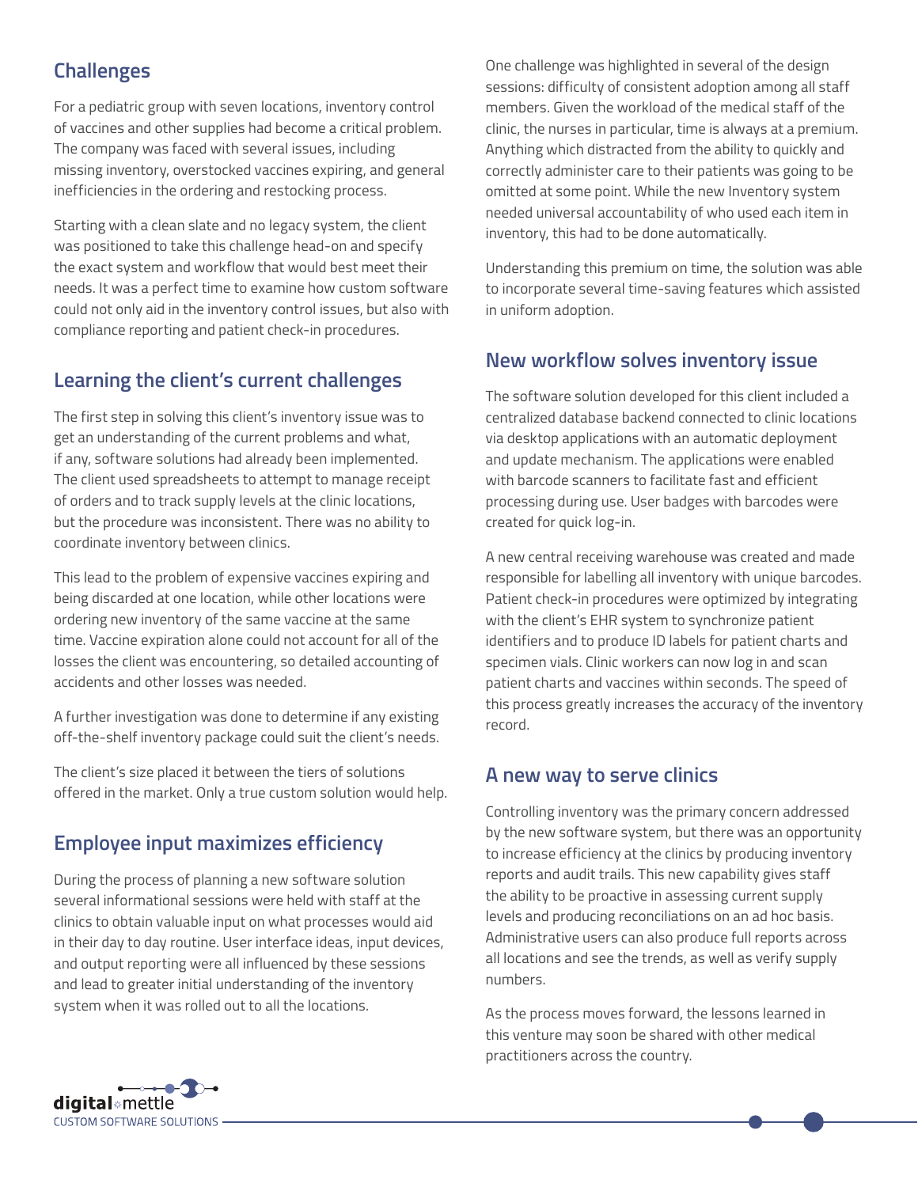## Challenges

For a pediatric group with seven locations, inventory control of vaccines and other supplies had become a critical problem. The company was faced with several issues, including missing inventory, overstocked vaccines expiring, and general inefficiencies in the ordering and restocking process.

Starting with a clean slate and no legacy system, the client was positioned to take this challenge head-on and specify the exact system and workflow that would best meet their needs. It was a perfect time to examine how custom software could not only aid in the inventory control issues, but also with compliance reporting and patient check-in procedures.

## Learning the client's current challenges

The first step in solving this client's inventory issue was to get an understanding of the current problems and what, if any, software solutions had already been implemented. The client used spreadsheets to attempt to manage receipt of orders and to track supply levels at the clinic locations, but the procedure was inconsistent. There was no ability to coordinate inventory between clinics.

This lead to the problem of expensive vaccines expiring and being discarded at one location, while other locations were ordering new inventory of the same vaccine at the same time. Vaccine expiration alone could not account for all of the losses the client was encountering, so detailed accounting of accidents and other losses was needed.

A further investigation was done to determine if any existing off-the-shelf inventory package could suit the client's needs.

The client's size placed it between the tiers of solutions offered in the market. Only a true custom solution would help.

## Employee input maximizes efficiency

During the process of planning a new software solution several informational sessions were held with staff at the clinics to obtain valuable input on what processes would aid in their day to day routine. User interface ideas, input devices, and output reporting were all influenced by these sessions and lead to greater initial understanding of the inventory system when it was rolled out to all the locations.

One challenge was highlighted in several of the design sessions: difficulty of consistent adoption among all staff members. Given the workload of the medical staff of the clinic, the nurses in particular, time is always at a premium. Anything which distracted from the ability to quickly and correctly administer care to their patients was going to be omitted at some point. While the new Inventory system needed universal accountability of who used each item in inventory, this had to be done automatically.

Understanding this premium on time, the solution was able to incorporate several time-saving features which assisted in uniform adoption.

## New workflow solves inventory issue

The software solution developed for this client included a centralized database backend connected to clinic locations via desktop applications with an automatic deployment and update mechanism. The applications were enabled with barcode scanners to facilitate fast and efficient processing during use. User badges with barcodes were created for quick log-in.

A new central receiving warehouse was created and made responsible for labelling all inventory with unique barcodes. Patient check-in procedures were optimized by integrating with the client's EHR system to synchronize patient identifiers and to produce ID labels for patient charts and specimen vials. Clinic workers can now log in and scan patient charts and vaccines within seconds. The speed of this process greatly increases the accuracy of the inventory record.

## A new way to serve clinics

Controlling inventory was the primary concern addressed by the new software system, but there was an opportunity to increase efficiency at the clinics by producing inventory reports and audit trails. This new capability gives staff the ability to be proactive in assessing current supply levels and producing reconciliations on an ad hoc basis. Administrative users can also produce full reports across all locations and see the trends, as well as verify supply numbers.

As the process moves forward, the lessons learned in this venture may soon be shared with other medical practitioners across the country.